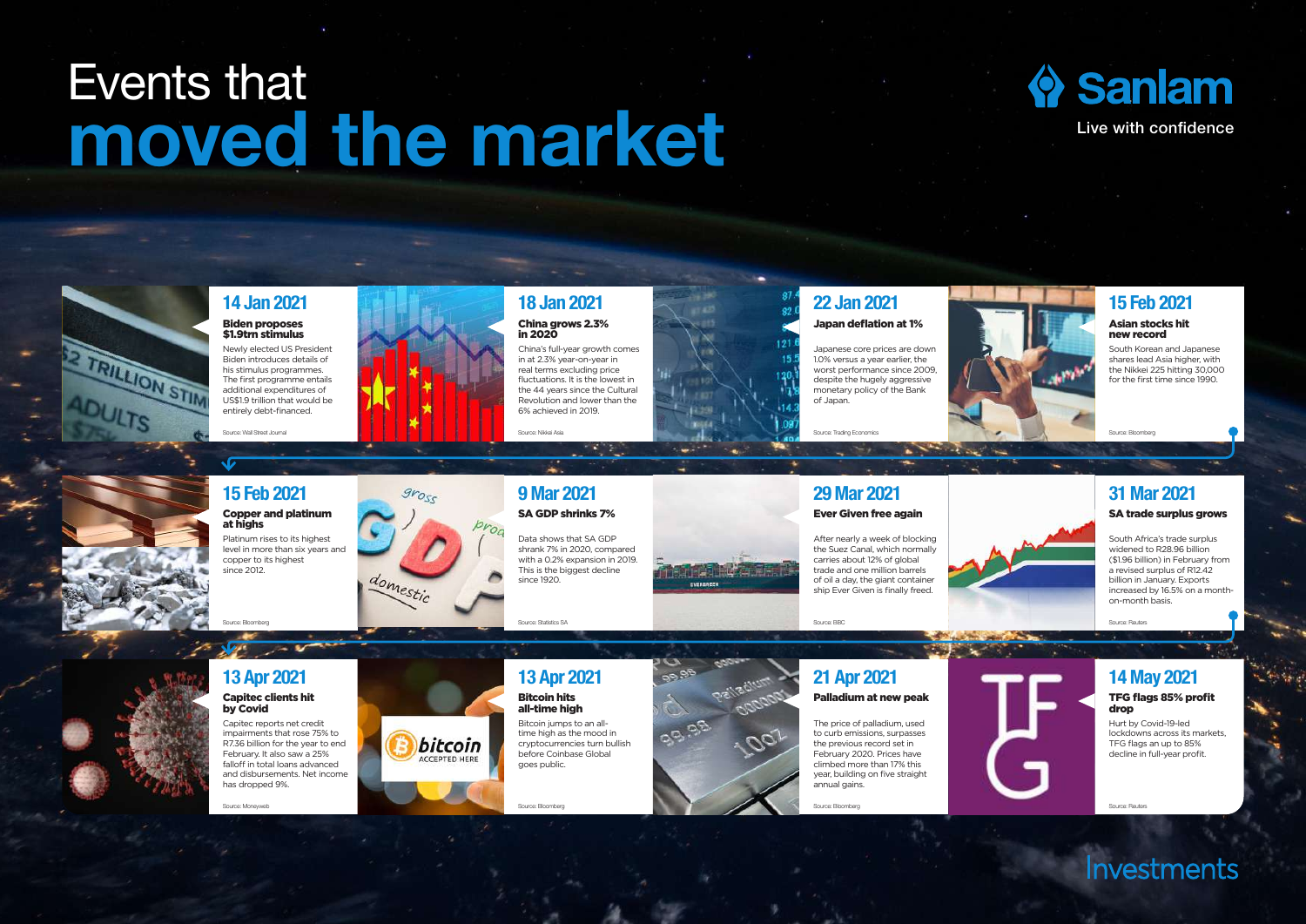# Events that moved the market

Sanlam

Live with confidence

## 14 Jan 2021

**Biden proposes $1.9trn stimulus**

Newly elected US President Biden introduces details of his stimulus programmes. The first programme entails additional expenditures of US$1.9 trillion that would be entirely debt-financed.

Source: Wall Street Journal

## 18 Jan 2021

**China grows 2.3% in 2020**

China's full-year growth comes in at 2.3% year-on-year in real terms excluding price fluctuations. It is the lowest in the 44 years since the Cultural Revolution and lower than the 6% achieved in 2019.

Source: Nikkei Asia

## 22 Jan 2021

**Japan deflation at 1%**

Japanese core prices are down 1.0% versus a year earlier, the worst performance since 2009, despite the hugely aggressive monetary policy of the Bank of Japan.

Source: Trading Economics

## 15 Feb 2021

**Asian stocks hit new record**

South Korean and Japanese shares lead Asia higher, with the Nikkei 225 hitting 30,000 for the first time since 1990.

Source: Bloomberg

## 15 Feb 2021

**Copper and platinum at highs**

Platinum rises to its highest level in more than six years and copper to its highest since 2012.

Source: Bloomberg

## 9 Mar 2021

**SA GDP shrinks 7%**

Data shows that SA GDP shrank 7% in 2020, compared with a 0.2% expansion in 2019. This is the biggest decline since 1920.

Source: Statistics SA

## 29 Mar 2021

**Ever Given free again**

After nearly a week of blocking the Suez Canal, which normally carries about 12% of global trade and one million barrels of oil a day, the giant container ship Ever Given is finally freed.

Source: BBC

## 31 Mar 2021

**SA trade surplus grows**

South Africa's trade surplus widened to R28.96 billion ($1.96 billion) in February from a revised surplus of R12.42 billion in January. Exports increased by 16.5% on a month-on-month basis.

Source: Reuters

## 13 Apr 2021

**Capitec clients hit by Covid**

Capitec reports net credit impairments that rose 75% to R7.36 billion for the year to end February. It also saw a 25% falloff in total loans advanced and disbursements. Net income has dropped 9%.

Source: Moneyweb

## 13 Apr 2021

**Bitcoin hits all-time high**

Bitcoin jumps to an all-time high as the mood in cryptocurrencies turn bullish before Coinbase Global goes public.

Source: Bloomberg

## 21 Apr 2021

**Palladium at new peak**

The price of palladium, used to curb emissions, surpasses the previous record set in February 2020. Prices have climbed more than 17% this year, building on five straight annual gains.

Source: Bloomberg

## 14 May 2021

**TFG flags 85% profit drop**

Hurt by Covid-19-led lockdowns across its markets, TFG flags an up to 85% decline in full-year profit.

Source: Reuters

Investments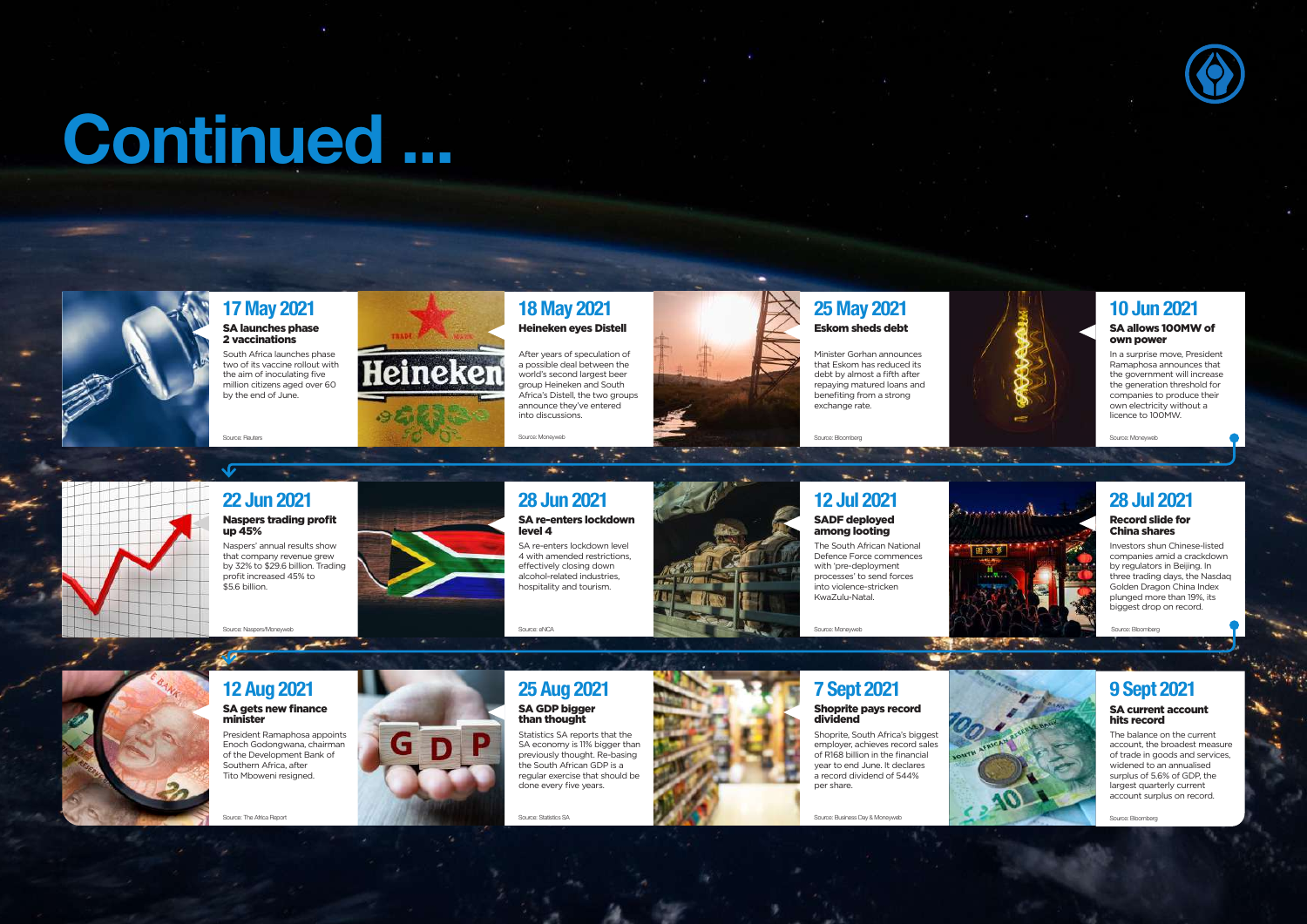# Continued ...

## 17 May 2021

**SA launches phase 2 vaccinations**

South Africa launches phase two of its vaccine rollout with the aim of inoculating five million citizens aged over 60 by the end of June.

Source: Reuters

## 18 May 2021

**Heineken eyes Distell**

After years of speculation of a possible deal between the world's second largest beer group Heineken and South Africa's Distell, the two groups announce they've entered into discussions.

Source: Moneyweb

## 25 May 2021

**Eskom sheds debt**

Minister Gorhan announces that Eskom has reduced its debt by almost a fifth after repaying matured loans and benefiting from a strong exchange rate.

Source: Bloomberg

## 10 Jun 2021

**SA allows 100MW of own power**

In a surprise move, President Ramaphosa announces that the government will increase the generation threshold for companies to produce their own electricity without a licence to 100MW.

Source: Moneyweb

## 22 Jun 2021

**Naspers trading profit up 45%**

Naspers' annual results show that company revenue grew by 32% to $29.6 billion. Trading profit increased 45% to $5.6 billion.

Source: Naspers/Moneyweb

## 28 Jun 2021

**SA re-enters lockdown level 4**

SA re-enters lockdown level 4 with amended restrictions, effectively closing down alcohol-related industries, hospitality and tourism.

Source: eNCA

## 12 Jul 2021

**SADF deployed among looting**

The South African National Defence Force commences with 'pre-deployment processes' to send forces into violence-stricken KwaZulu-Natal.

Source: Moneyweb

## 28 Jul 2021

**Record slide for China shares**

Investors shun Chinese-listed companies amid a crackdown by regulators in Beijing. In three trading days, the Nasdaq Golden Dragon China Index plunged more than 19%, its biggest drop on record.

Source: Bloomberg

## 12 Aug 2021

**SA gets new finance minister**

President Ramaphosa appoints Enoch Godongwana, chairman of the Development Bank of Southern Africa, after Tito Mboweni resigned.

Source: The Africa Report

## 25 Aug 2021

**SA GDP bigger than thought**

Statistics SA reports that the SA economy is 11% bigger than previously thought. Re-basing the South African GDP is a regular exercise that should be done every five years.

Source: Statistics SA

## 7 Sept 2021

**Shoprite pays record dividend**

Shoprite, South Africa's biggest employer, achieves record sales of R168 billion in the financial year to end June. It declares a record dividend of 544% per share.

Source: Business Day & Moneyweb

## 9 Sept 2021

**SA current account hits record**

The balance on the current account, the broadest measure of trade in goods and services, widened to an annualised surplus of 5.6% of GDP, the largest quarterly current account surplus on record.

Source: Bloomberg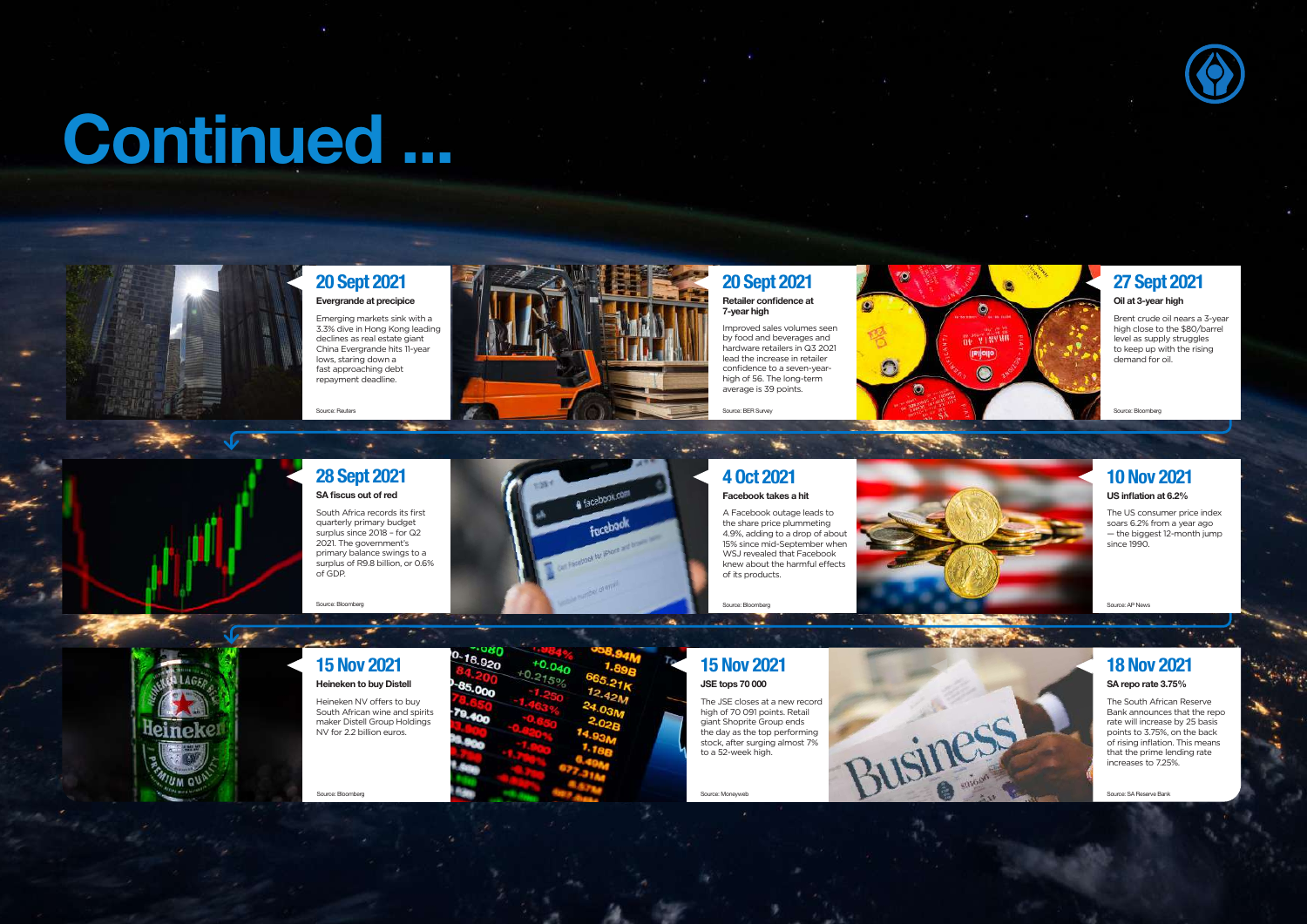# Continued ...

## 20 Sept 2021

**Evergrande at precipice**

Emerging markets sink with a 3.3% dive in Hong Kong leading declines as real estate giant China Evergrande hits 11-year lows, staring down a fast approaching debt repayment deadline.

Source: Reuters

## 20 Sept 2021

**Retailer confidence at 7-year high**

Improved sales volumes seen by food and beverages and hardware retailers in Q3 2021 lead the increase in retailer confidence to a seven-year-high of 56. The long-term average is 39 points.

Source: BER Survey

## 27 Sept 2021

**Oil at 3-year high**

Brent crude oil nears a 3-year high close to the $80/barrel level as supply struggles to keep up with the rising demand for oil.

Source: Bloomberg

## 28 Sept 2021

**SA fiscus out of red**

South Africa records its first quarterly primary budget surplus since 2018 – for Q2 2021. The government's primary balance swings to a surplus of R9.8 billion, or 0.6% of GDP.

Source: Bloomberg

## 4 Oct 2021

**Facebook takes a hit**

A Facebook outage leads to the share price plummeting 4.9%, adding to a drop of about 15% since mid-September when WSJ revealed that Facebook knew about the harmful effects of its products.

Source: Bloomberg

## 10 Nov 2021

**US inflation at 6.2%**

The US consumer price index soars 6.2% from a year ago — the biggest 12-month jump since 1990.

Source: AP News

## 15 Nov 2021

**Heineken to buy Distell**

Heineken NV offers to buy South African wine and spirits maker Distell Group Holdings NV for 2.2 billion euros.

Source: Bloomberg

## 15 Nov 2021

**JSE tops 70 000**

The JSE closes at a new record high of 70 091 points. Retail giant Shoprite Group ends the day as the top performing stock, after surging almost 7% to a 52-week high.

Source: Moneyweb

## 18 Nov 2021

**SA repo rate 3.75%**

The South African Reserve Bank announces that the repo rate will increase by 25 basis points to 3.75%, on the back of rising inflation. This means that the prime lending rate increases to 7.25%.

Source: SA Reserve Bank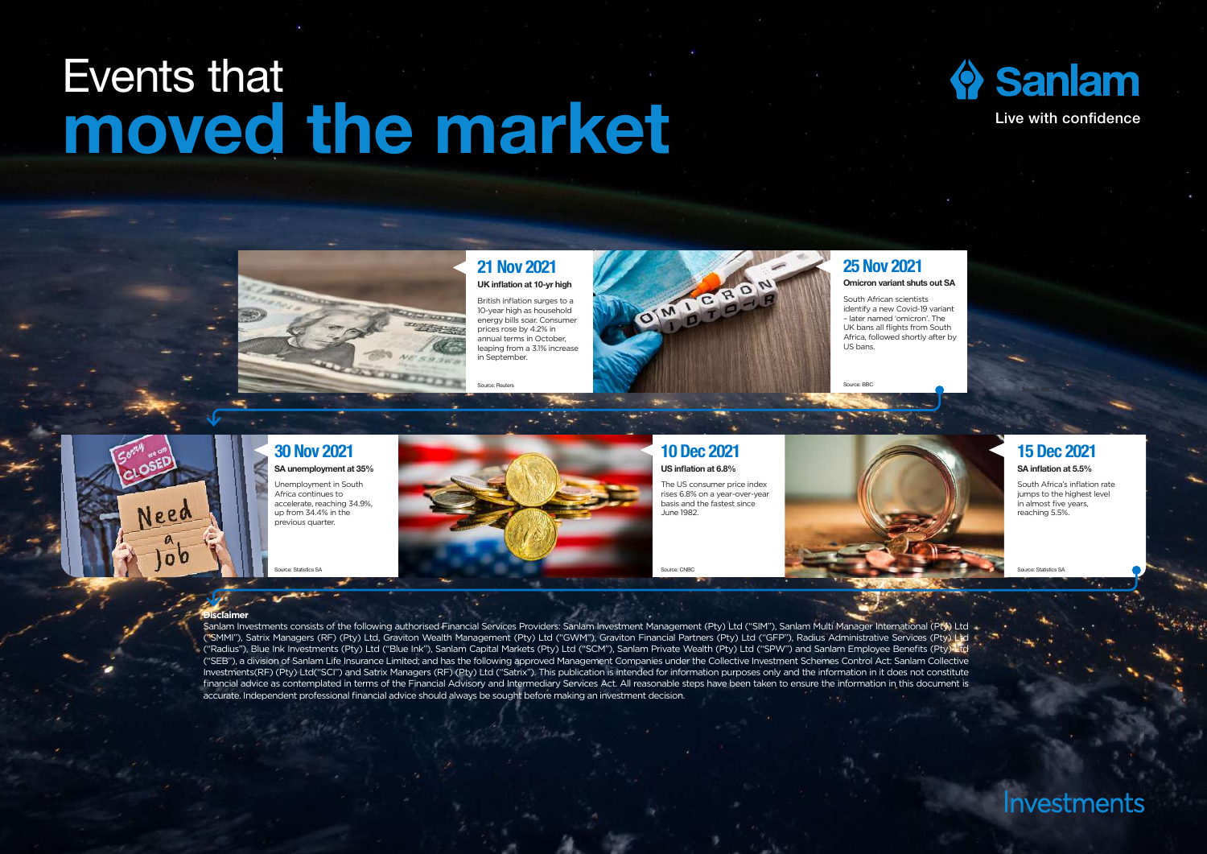# Events that moved the market

Sanlam

Live with confidence

## 21 Nov 2021

**UK inflation at 10-yr high**

British inflation surges to a 10-year high as household energy bills soar. Consumer prices rose by 4.2% in annual terms in October, leaping from a 3.1% increase in September.

Source: Reuters

## 25 Nov 2021

**Omicron variant shuts out SA**

South African scientists identify a new Covid-19 variant – later named 'omicron'. The UK bans all flights from South Africa, followed shortly after by US bans.

Source: BBC

## 30 Nov 2021

**SA unemployment at 35%**

Unemployment in South Africa continues to accelerate, reaching 34.9%, up from 34.4% in the previous quarter.

Source: Statistics SA

## 10 Dec 2021

**US inflation at 6.8%**

The US consumer price index rises 6.8% on a year-over-year basis and the fastest since June 1982.

Source: CNBC

## 15 Dec 2021

**SA inflation at 5.5%**

South Africa's inflation rate jumps to the highest level in almost five years, reaching 5.5%.

Source: Statistics SA

**Disclaimer**

Sanlam Investments consists of the following authorised Financial Services Providers: Sanlam Investment Management (Pty) Ltd ("SIM"), Sanlam Multi Manager International (Pty) Ltd ("SMMI"), Satrix Managers (RF) (Pty) Ltd, Graviton Wealth Management (Pty) Ltd ("GWM"), Graviton Financial Partners (Pty) Ltd ("GFP"), Radius Administrative Services (Pty) Ltd ("Radius"), Blue Ink Investments (Pty) Ltd ("Blue Ink"), Sanlam Capital Markets (Pty) Ltd ("SCM"), Sanlam Private Wealth (Pty) Ltd ("SPW") and Sanlam Employee Benefits (Pty) Ltd ("SEB"), a division of Sanlam Life Insurance Limited; and has the following approved Management Companies under the Collective Investment Schemes Control Act: Sanlam Collective Investments(RF) (Pty) Ltd("SCI") and Satrix Managers (RF) (Pty) Ltd ("Satrix"). This publication is intended for information purposes only and the information in it does not constitute financial advice as contemplated in terms of the Financial Advisory and Intermediary Services Act. All reasonable steps have been taken to ensure the information in this document is accurate. Independent professional financial advice should always be sought before making an investment decision.

Investments